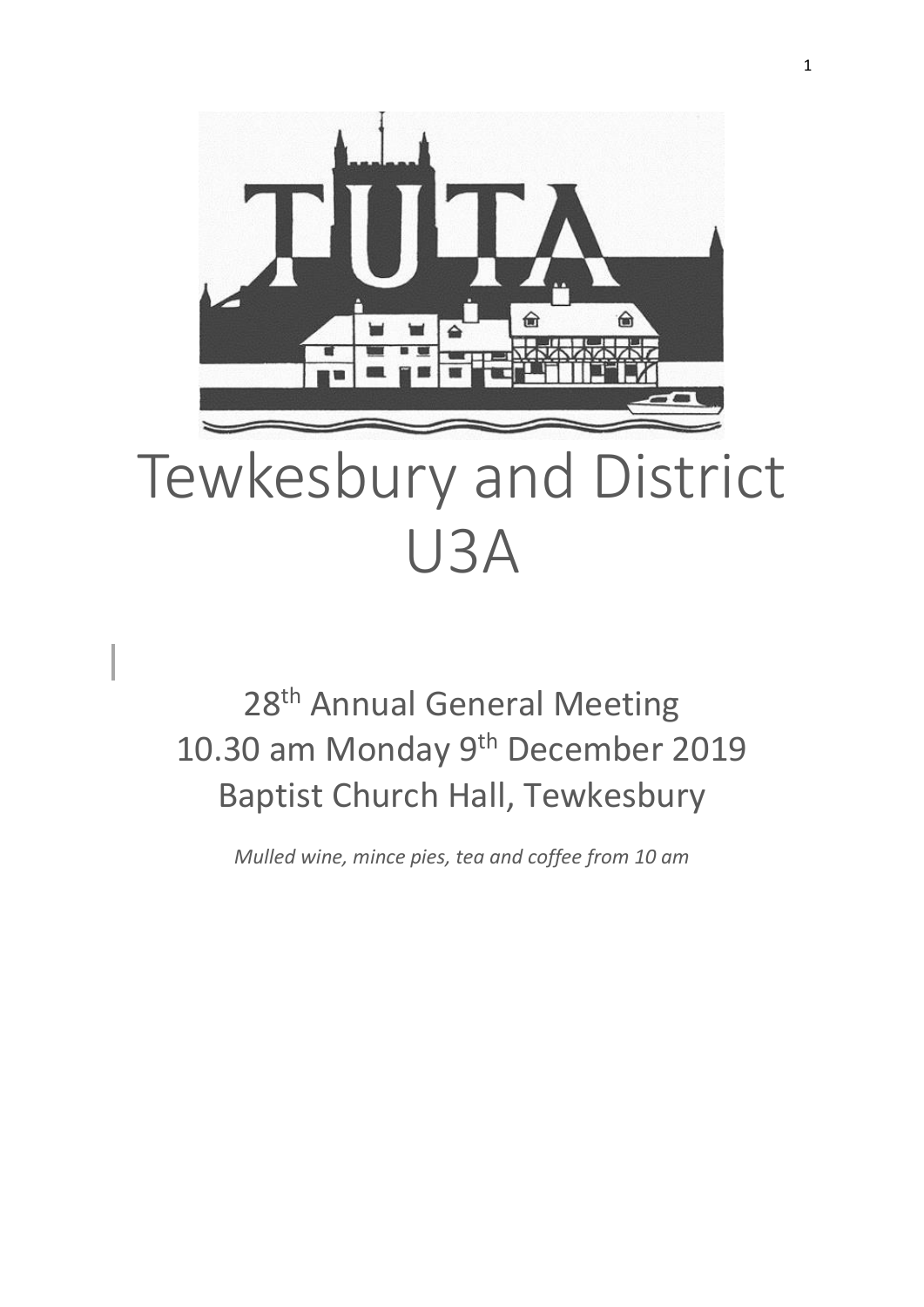# Tewkesbury and District U3A

## 28th Annual General Meeting
## 10.30 am Monday 9th December 2019
## Baptist Church Hall, Tewkesbury

*Mulled wine, mince pies, tea and coffee from 10 am*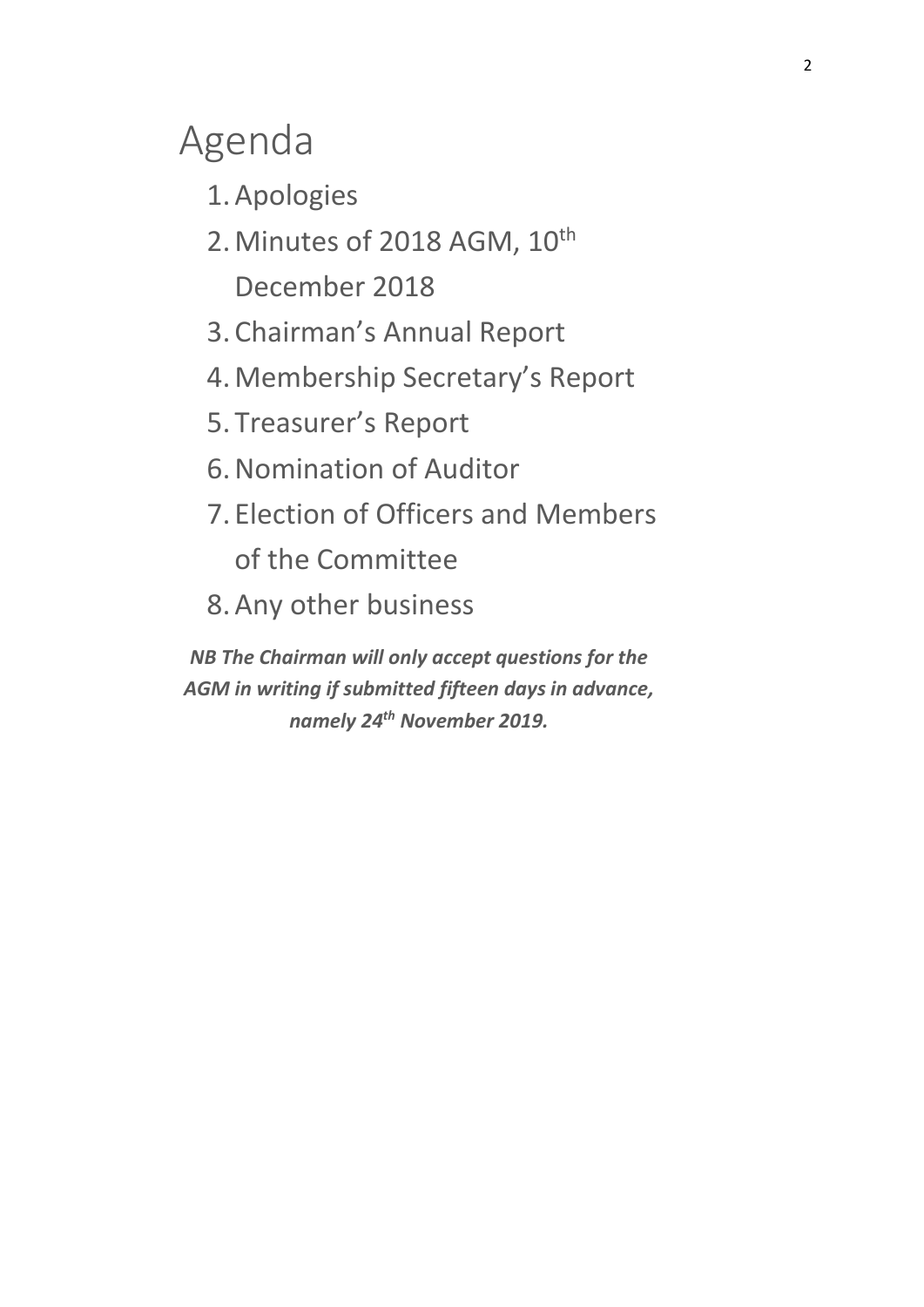# Agenda

1. Apologies
2. Minutes of 2018 AGM, 10th December 2018
3. Chairman's Annual Report
4. Membership Secretary's Report
5. Treasurer's Report
6. Nomination of Auditor
7. Election of Officers and Members of the Committee
8. Any other business

***NB The Chairman will only accept questions for the AGM in writing if submitted fifteen days in advance, namely 24th November 2019.***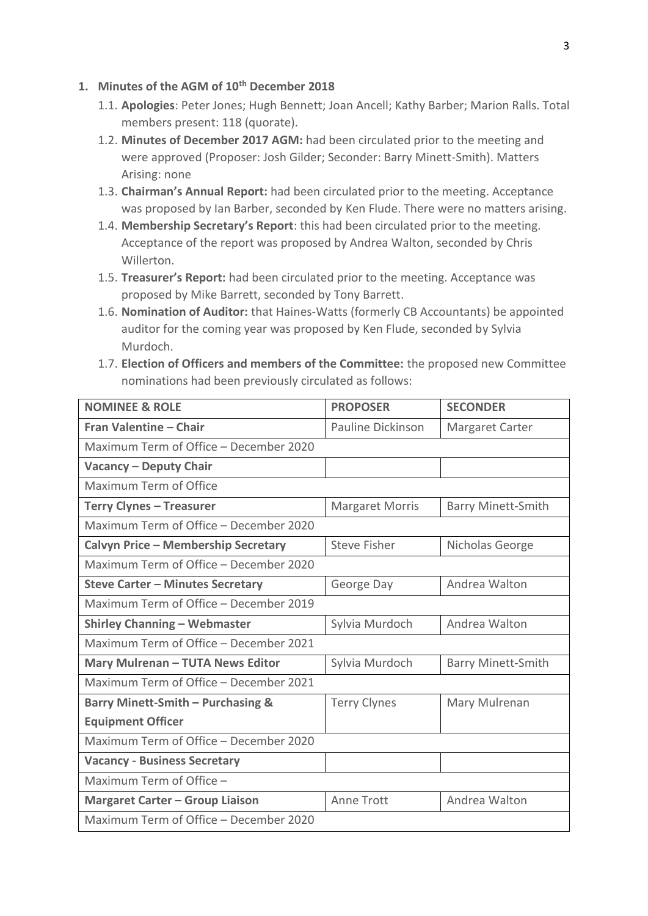1. **Minutes of the AGM of 10th December 2018**
    1.1. **Apologies**: Peter Jones; Hugh Bennett; Joan Ancell; Kathy Barber; Marion Ralls. Total members present: 118 (quorate).
    1.2. **Minutes of December 2017 AGM:** had been circulated prior to the meeting and were approved (Proposer: Josh Gilder; Seconder: Barry Minett-Smith). Matters Arising: none
    1.3. **Chairman's Annual Report:** had been circulated prior to the meeting. Acceptance was proposed by Ian Barber, seconded by Ken Flude. There were no matters arising.
    1.4. **Membership Secretary's Report**: this had been circulated prior to the meeting. Acceptance of the report was proposed by Andrea Walton, seconded by Chris Willerton.
    1.5. **Treasurer's Report:** had been circulated prior to the meeting. Acceptance was proposed by Mike Barrett, seconded by Tony Barrett.
    1.6. **Nomination of Auditor:** that Haines-Watts (formerly CB Accountants) be appointed auditor for the coming year was proposed by Ken Flude, seconded by Sylvia Murdoch.
    1.7. **Election of Officers and members of the Committee:** the proposed new Committee nominations had been previously circulated as follows:

| NOMINEE & ROLE | PROPOSER | SECONDER |
|---|---|---|
| **Fran Valentine – Chair** | Pauline Dickinson | Margaret Carter |
| Maximum Term of Office – December 2020 | | |
| **Vacancy – Deputy Chair** | | |
| Maximum Term of Office | | |
| **Terry Clynes – Treasurer** | Margaret Morris | Barry Minett-Smith |
| Maximum Term of Office – December 2020 | | |
| **Calvyn Price – Membership Secretary** | Steve Fisher | Nicholas George |
| Maximum Term of Office – December 2020 | | |
| **Steve Carter – Minutes Secretary** | George Day | Andrea Walton |
| Maximum Term of Office – December 2019 | | |
| **Shirley Channing – Webmaster** | Sylvia Murdoch | Andrea Walton |
| Maximum Term of Office – December 2021 | | |
| **Mary Mulrenan – TUTA News Editor** | Sylvia Murdoch | Barry Minett-Smith |
| Maximum Term of Office – December 2021 | | |
| **Barry Minett-Smith – Purchasing & Equipment Officer** | Terry Clynes | Mary Mulrenan |
| Maximum Term of Office – December 2020 | | |
| **Vacancy - Business Secretary** | | |
| Maximum Term of Office – | | |
| **Margaret Carter – Group Liaison** | Anne Trott | Andrea Walton |
| Maximum Term of Office – December 2020 | | |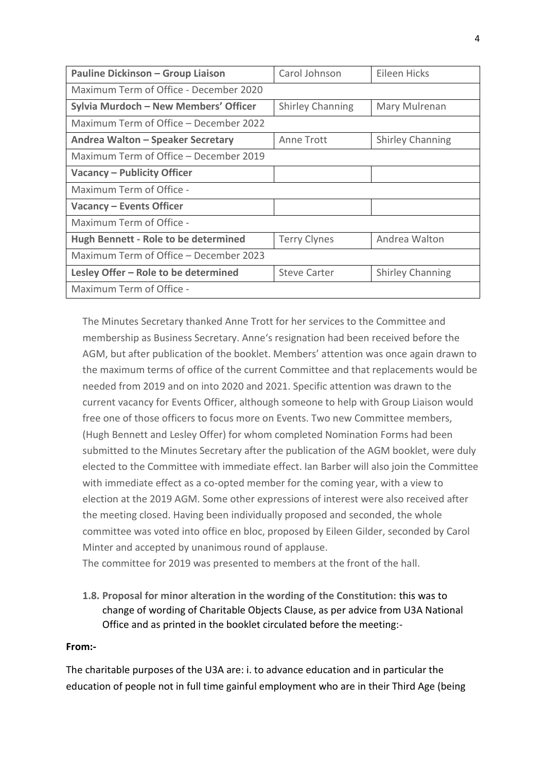| **Pauline Dickinson – Group Liaison** | Carol Johnson | Eileen Hicks |
|---|---|---|
| Maximum Term of Office - December 2020 | | |
| **Sylvia Murdoch – New Members' Officer** | Shirley Channing | Mary Mulrenan |
| Maximum Term of Office – December 2022 | | |
| **Andrea Walton – Speaker Secretary** | Anne Trott | Shirley Channing |
| Maximum Term of Office – December 2019 | | |
| **Vacancy – Publicity Officer** | | |
| Maximum Term of Office - | | |
| **Vacancy – Events Officer** | | |
| Maximum Term of Office - | | |
| **Hugh Bennett - Role to be determined** | Terry Clynes | Andrea Walton |
| Maximum Term of Office – December 2023 | | |
| **Lesley Offer – Role to be determined** | Steve Carter | Shirley Channing |
| Maximum Term of Office - | | |

The Minutes Secretary thanked Anne Trott for her services to the Committee and membership as Business Secretary. Anne's resignation had been received before the AGM, but after publication of the booklet. Members' attention was once again drawn to the maximum terms of office of the current Committee and that replacements would be needed from 2019 and on into 2020 and 2021. Specific attention was drawn to the current vacancy for Events Officer, although someone to help with Group Liaison would free one of those officers to focus more on Events. Two new Committee members, (Hugh Bennett and Lesley Offer) for whom completed Nomination Forms had been submitted to the Minutes Secretary after the publication of the AGM booklet, were duly elected to the Committee with immediate effect. Ian Barber will also join the Committee with immediate effect as a co-opted member for the coming year, with a view to election at the 2019 AGM. Some other expressions of interest were also received after the meeting closed. Having been individually proposed and seconded, the whole committee was voted into office en bloc, proposed by Eileen Gilder, seconded by Carol Minter and accepted by unanimous round of applause.

The committee for 2019 was presented to members at the front of the hall.

**1.8. Proposal for minor alteration in the wording of the Constitution:** this was to change of wording of Charitable Objects Clause, as per advice from U3A National Office and as printed in the booklet circulated before the meeting:-

**From:-**

The charitable purposes of the U3A are: i. to advance education and in particular the education of people not in full time gainful employment who are in their Third Age (being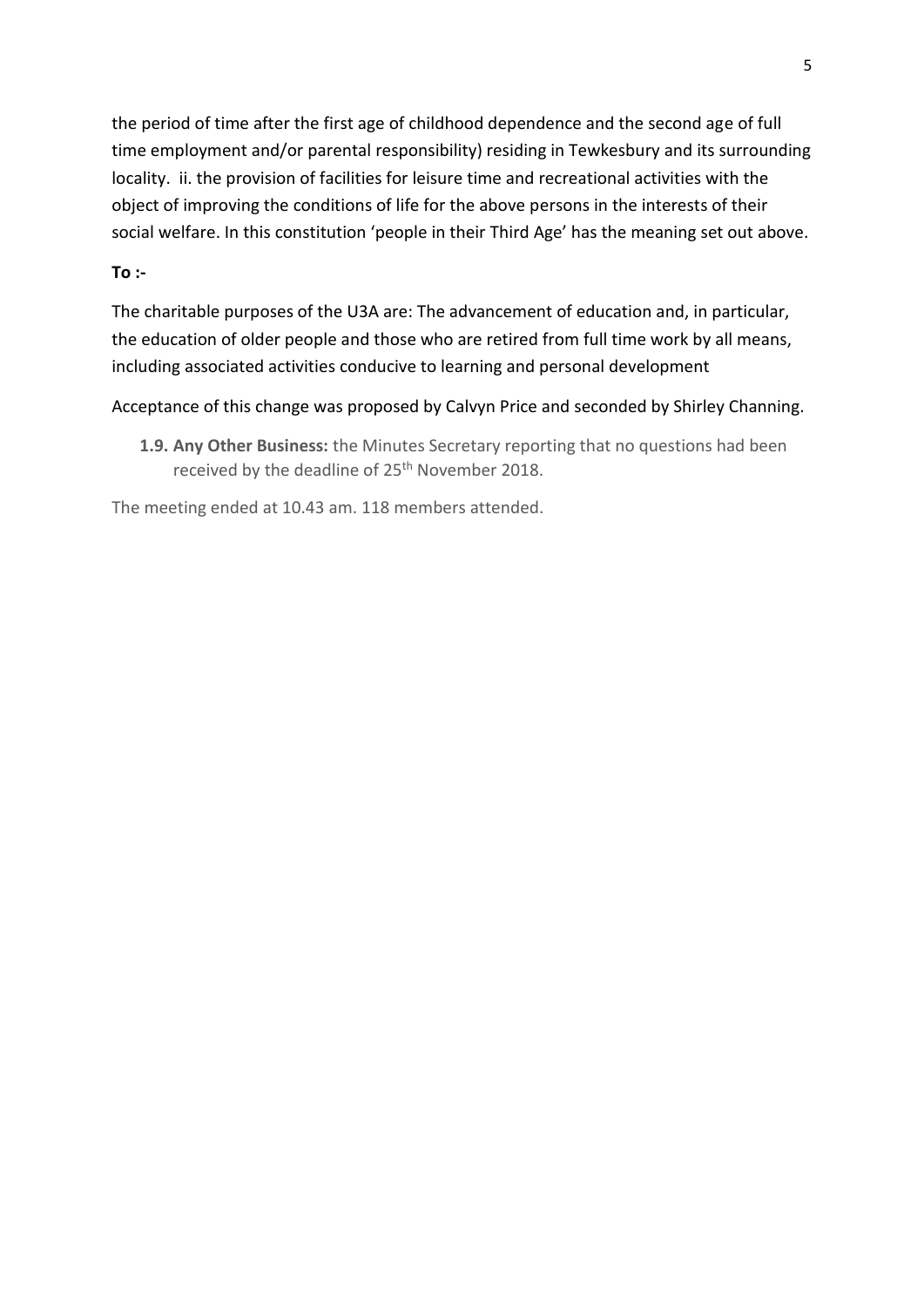the period of time after the first age of childhood dependence and the second age of full time employment and/or parental responsibility) residing in Tewkesbury and its surrounding locality. ii. the provision of facilities for leisure time and recreational activities with the object of improving the conditions of life for the above persons in the interests of their social welfare. In this constitution 'people in their Third Age' has the meaning set out above.

**To :-**

The charitable purposes of the U3A are: The advancement of education and, in particular, the education of older people and those who are retired from full time work by all means, including associated activities conducive to learning and personal development

Acceptance of this change was proposed by Calvyn Price and seconded by Shirley Channing.

**1.9. Any Other Business:** the Minutes Secretary reporting that no questions had been received by the deadline of 25th November 2018.

The meeting ended at 10.43 am. 118 members attended.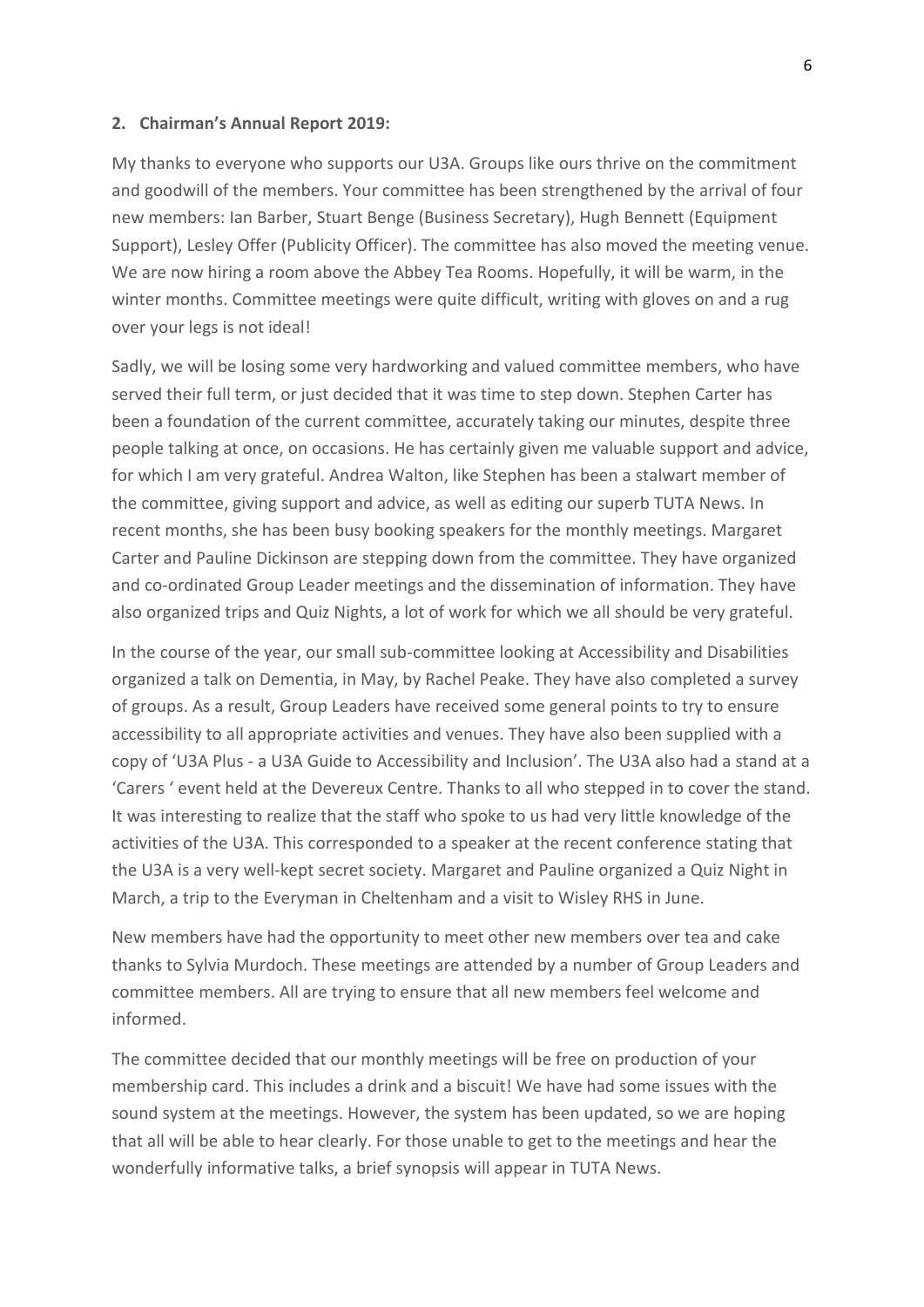**2. Chairman's Annual Report 2019:**

My thanks to everyone who supports our U3A. Groups like ours thrive on the commitment and goodwill of the members. Your committee has been strengthened by the arrival of four new members: Ian Barber, Stuart Benge (Business Secretary), Hugh Bennett (Equipment Support), Lesley Offer (Publicity Officer). The committee has also moved the meeting venue. We are now hiring a room above the Abbey Tea Rooms. Hopefully, it will be warm, in the winter months. Committee meetings were quite difficult, writing with gloves on and a rug over your legs is not ideal!

Sadly, we will be losing some very hardworking and valued committee members, who have served their full term, or just decided that it was time to step down. Stephen Carter has been a foundation of the current committee, accurately taking our minutes, despite three people talking at once, on occasions. He has certainly given me valuable support and advice, for which I am very grateful. Andrea Walton, like Stephen has been a stalwart member of the committee, giving support and advice, as well as editing our superb TUTA News. In recent months, she has been busy booking speakers for the monthly meetings. Margaret Carter and Pauline Dickinson are stepping down from the committee. They have organized and co-ordinated Group Leader meetings and the dissemination of information. They have also organized trips and Quiz Nights, a lot of work for which we all should be very grateful.

In the course of the year, our small sub-committee looking at Accessibility and Disabilities organized a talk on Dementia, in May, by Rachel Peake. They have also completed a survey of groups. As a result, Group Leaders have received some general points to try to ensure accessibility to all appropriate activities and venues. They have also been supplied with a copy of 'U3A Plus - a U3A Guide to Accessibility and Inclusion'. The U3A also had a stand at a 'Carers ' event held at the Devereux Centre. Thanks to all who stepped in to cover the stand. It was interesting to realize that the staff who spoke to us had very little knowledge of the activities of the U3A. This corresponded to a speaker at the recent conference stating that the U3A is a very well-kept secret society. Margaret and Pauline organized a Quiz Night in March, a trip to the Everyman in Cheltenham and a visit to Wisley RHS in June.

New members have had the opportunity to meet other new members over tea and cake thanks to Sylvia Murdoch. These meetings are attended by a number of Group Leaders and committee members. All are trying to ensure that all new members feel welcome and informed.

The committee decided that our monthly meetings will be free on production of your membership card. This includes a drink and a biscuit! We have had some issues with the sound system at the meetings. However, the system has been updated, so we are hoping that all will be able to hear clearly. For those unable to get to the meetings and hear the wonderfully informative talks, a brief synopsis will appear in TUTA News.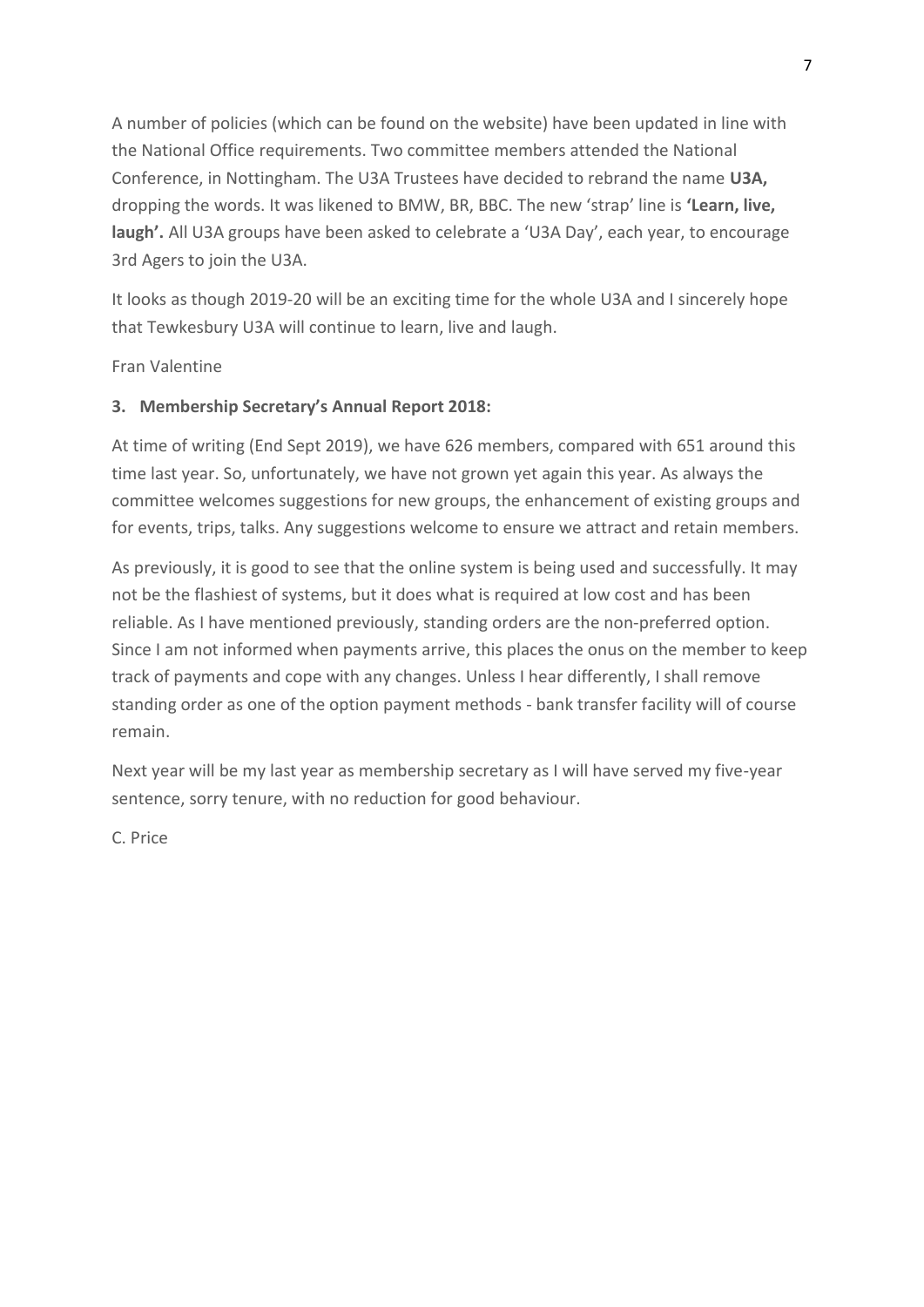A number of policies (which can be found on the website) have been updated in line with the National Office requirements. Two committee members attended the National Conference, in Nottingham. The U3A Trustees have decided to rebrand the name **U3A,** dropping the words. It was likened to BMW, BR, BBC. The new 'strap' line is **'Learn, live, laugh'.** All U3A groups have been asked to celebrate a 'U3A Day', each year, to encourage 3rd Agers to join the U3A.

It looks as though 2019-20 will be an exciting time for the whole U3A and I sincerely hope that Tewkesbury U3A will continue to learn, live and laugh.

Fran Valentine

### 3. Membership Secretary's Annual Report 2018:

At time of writing (End Sept 2019), we have 626 members, compared with 651 around this time last year. So, unfortunately, we have not grown yet again this year. As always the committee welcomes suggestions for new groups, the enhancement of existing groups and for events, trips, talks. Any suggestions welcome to ensure we attract and retain members.

As previously, it is good to see that the online system is being used and successfully. It may not be the flashiest of systems, but it does what is required at low cost and has been reliable. As I have mentioned previously, standing orders are the non-preferred option. Since I am not informed when payments arrive, this places the onus on the member to keep track of payments and cope with any changes. Unless I hear differently, I shall remove standing order as one of the option payment methods - bank transfer facility will of course remain.

Next year will be my last year as membership secretary as I will have served my five-year sentence, sorry tenure, with no reduction for good behaviour.

C. Price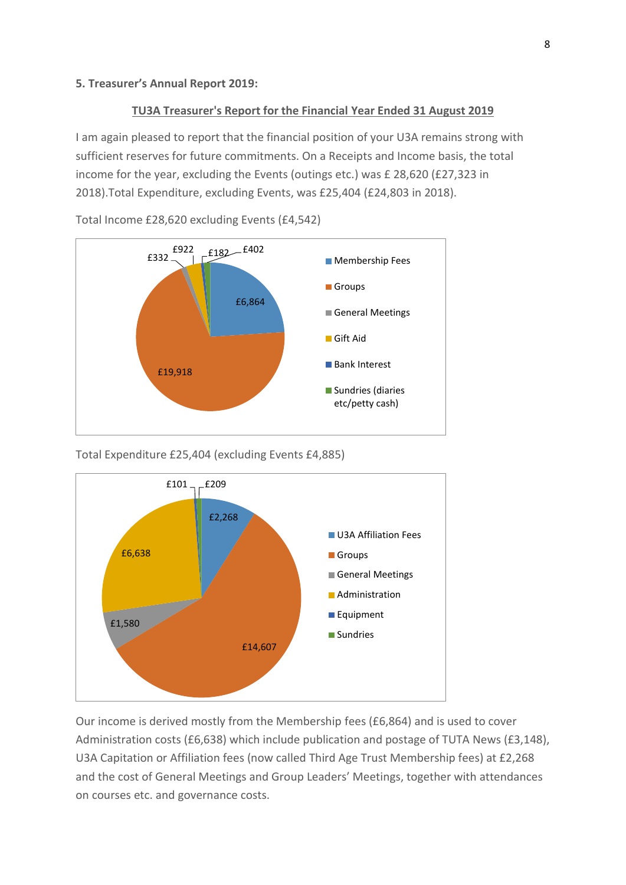**5. Treasurer's Annual Report 2019:**

## TU3A Treasurer's Report for the Financial Year Ended 31 August 2019

I am again pleased to report that the financial position of your U3A remains strong with sufficient reserves for future commitments. On a Receipts and Income basis, the total income for the year, excluding the Events (outings etc.) was £ 28,620 (£27,323 in 2018).Total Expenditure, excluding Events, was £25,404 (£24,803 in 2018).

Total Income £28,620 excluding Events (£4,542)

| Category | Amount |
|---|---|
| Membership Fees | £6,864 |
| Groups | £19,918 |
| General Meetings | £332 |
| Gift Aid | £922 |
| Bank Interest | £182 |
| Sundries (diaries etc/petty cash) | £402 |

Total Expenditure £25,404 (excluding Events £4,885)

| Category | Amount |
|---|---|
| U3A Affiliation Fees | £2,268 |
| Groups | £14,607 |
| General Meetings | £1,580 |
| Administration | £6,638 |
| Equipment | £101 |
| Sundries | £209 |

Our income is derived mostly from the Membership fees (£6,864) and is used to cover Administration costs (£6,638) which include publication and postage of TUTA News (£3,148), U3A Capitation or Affiliation fees (now called Third Age Trust Membership fees) at £2,268 and the cost of General Meetings and Group Leaders' Meetings, together with attendances on courses etc. and governance costs.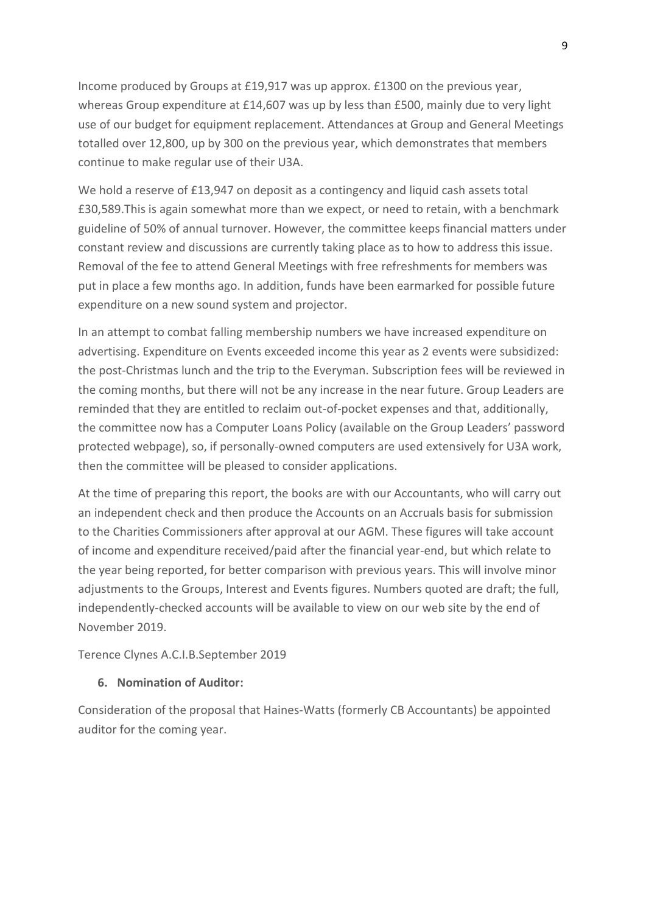Income produced by Groups at £19,917 was up approx. £1300 on the previous year, whereas Group expenditure at £14,607 was up by less than £500, mainly due to very light use of our budget for equipment replacement. Attendances at Group and General Meetings totalled over 12,800, up by 300 on the previous year, which demonstrates that members continue to make regular use of their U3A.

We hold a reserve of £13,947 on deposit as a contingency and liquid cash assets total £30,589.This is again somewhat more than we expect, or need to retain, with a benchmark guideline of 50% of annual turnover. However, the committee keeps financial matters under constant review and discussions are currently taking place as to how to address this issue. Removal of the fee to attend General Meetings with free refreshments for members was put in place a few months ago. In addition, funds have been earmarked for possible future expenditure on a new sound system and projector.

In an attempt to combat falling membership numbers we have increased expenditure on advertising. Expenditure on Events exceeded income this year as 2 events were subsidized: the post-Christmas lunch and the trip to the Everyman. Subscription fees will be reviewed in the coming months, but there will not be any increase in the near future. Group Leaders are reminded that they are entitled to reclaim out-of-pocket expenses and that, additionally, the committee now has a Computer Loans Policy (available on the Group Leaders' password protected webpage), so, if personally-owned computers are used extensively for U3A work, then the committee will be pleased to consider applications.

At the time of preparing this report, the books are with our Accountants, who will carry out an independent check and then produce the Accounts on an Accruals basis for submission to the Charities Commissioners after approval at our AGM. These figures will take account of income and expenditure received/paid after the financial year-end, but which relate to the year being reported, for better comparison with previous years. This will involve minor adjustments to the Groups, Interest and Events figures. Numbers quoted are draft; the full, independently-checked accounts will be available to view on our web site by the end of November 2019.

Terence Clynes A.C.I.B.September 2019

### 6. Nomination of Auditor:

Consideration of the proposal that Haines-Watts (formerly CB Accountants) be appointed auditor for the coming year.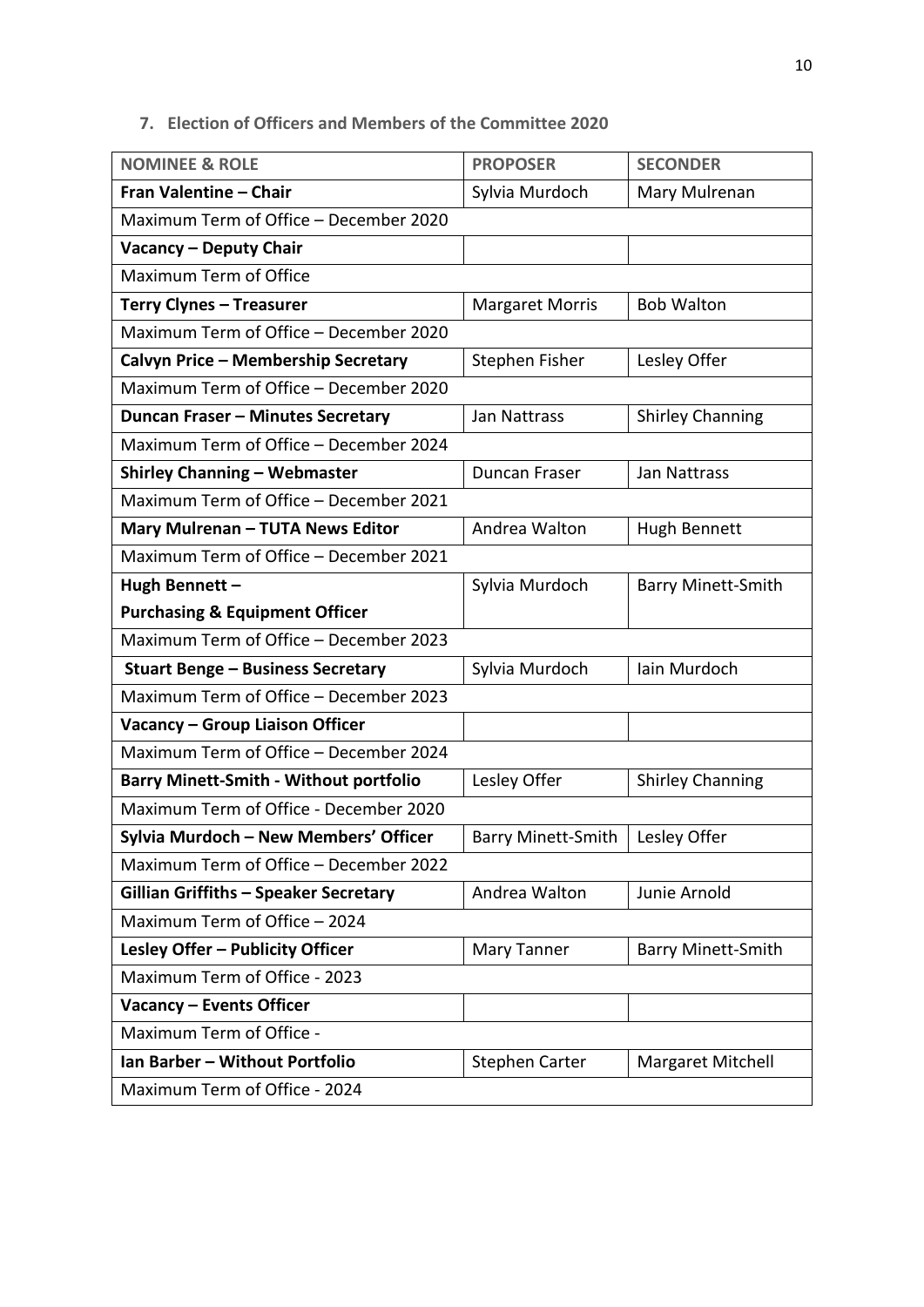## 7. Election of Officers and Members of the Committee 2020

| NOMINEE & ROLE | PROPOSER | SECONDER |
|---|---|---|
| **Fran Valentine – Chair** | Sylvia Murdoch | Mary Mulrenan |
| Maximum Term of Office – December 2020 | | |
| **Vacancy – Deputy Chair** | | |
| Maximum Term of Office | | |
| **Terry Clynes – Treasurer** | Margaret Morris | Bob Walton |
| Maximum Term of Office – December 2020 | | |
| **Calvyn Price – Membership Secretary** | Stephen Fisher | Lesley Offer |
| Maximum Term of Office – December 2020 | | |
| **Duncan Fraser – Minutes Secretary** | Jan Nattrass | Shirley Channing |
| Maximum Term of Office – December 2024 | | |
| **Shirley Channing – Webmaster** | Duncan Fraser | Jan Nattrass |
| Maximum Term of Office – December 2021 | | |
| **Mary Mulrenan – TUTA News Editor** | Andrea Walton | Hugh Bennett |
| Maximum Term of Office – December 2021 | | |
| **Hugh Bennett – Purchasing & Equipment Officer** | Sylvia Murdoch | Barry Minett-Smith |
| Maximum Term of Office – December 2023 | | |
| **Stuart Benge – Business Secretary** | Sylvia Murdoch | Iain Murdoch |
| Maximum Term of Office – December 2023 | | |
| **Vacancy – Group Liaison Officer** | | |
| Maximum Term of Office – December 2024 | | |
| **Barry Minett-Smith - Without portfolio** | Lesley Offer | Shirley Channing |
| Maximum Term of Office - December 2020 | | |
| **Sylvia Murdoch – New Members' Officer** | Barry Minett-Smith | Lesley Offer |
| Maximum Term of Office – December 2022 | | |
| **Gillian Griffiths – Speaker Secretary** | Andrea Walton | Junie Arnold |
| Maximum Term of Office – 2024 | | |
| **Lesley Offer – Publicity Officer** | Mary Tanner | Barry Minett-Smith |
| Maximum Term of Office - 2023 | | |
| **Vacancy – Events Officer** | | |
| Maximum Term of Office - | | |
| **Ian Barber – Without Portfolio** | Stephen Carter | Margaret Mitchell |
| Maximum Term of Office - 2024 | | |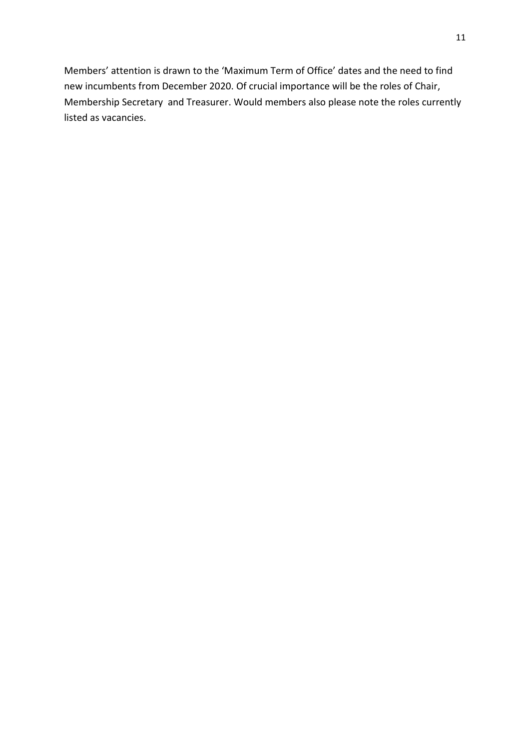Members' attention is drawn to the 'Maximum Term of Office' dates and the need to find new incumbents from December 2020. Of crucial importance will be the roles of Chair, Membership Secretary and Treasurer. Would members also please note the roles currently listed as vacancies.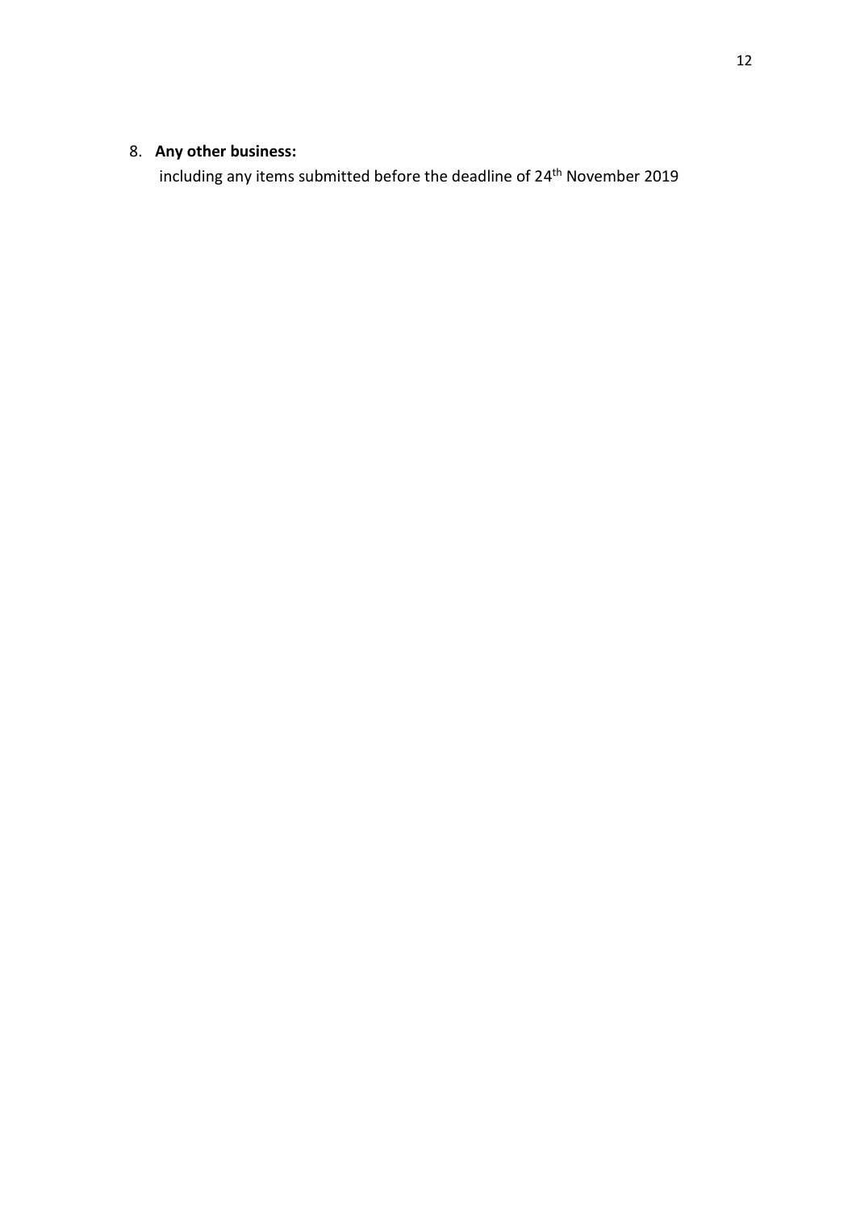8. **Any other business:**

   including any items submitted before the deadline of 24th November 2019